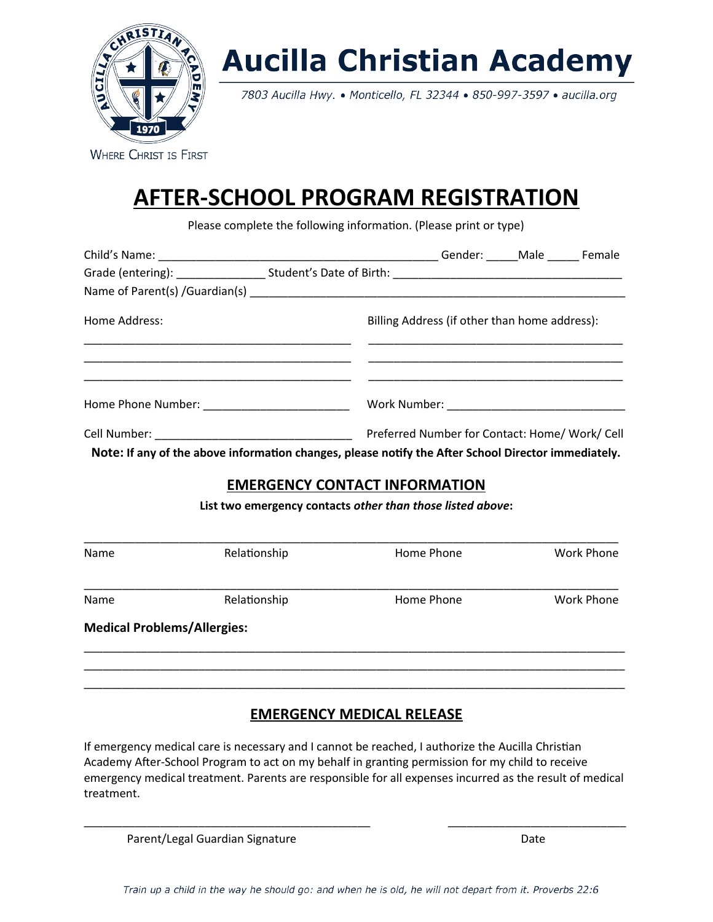# Aucilla Christian Academy

*7803 Aucilla Hwy. • Monticello, FL 32344 • 850-997-3597 • aucilla.org*

WHERE CHRIST IS FIRST

# AFTER-SCHOOL PROGRAM REGISTRATION

Please complete the following information. (Please print or type)

Child's Name: ____________________________________________ Gender: _____Male _____ Female

Grade (entering): ______________ Student's Date of Birth: ___________________________________

Name of Parent(s) /Guardian(s) ________________________________________________________

Home Address:

__________________________________________

__________________________________________

__________________________________________

Billing Address (if other than home address):

__________________________________________

__________________________________________

__________________________________________

Home Phone Number: _______________________

Work Number: ___________________________

Cell Number: ______________________________

Preferred Number for Contact: Home/ Work/ Cell

**Note: If any of the above information changes, please notify the After School Director immediately.**

## EMERGENCY CONTACT INFORMATION

**List two emergency contacts *other than those listed above*:**

______________________________________________________________________________________

Name Relationship Home Phone Work Phone

______________________________________________________________________________________

Name Relationship Home Phone Work Phone

**Medical Problems/Allergies:**

______________________________________________________________________________________

______________________________________________________________________________________

______________________________________________________________________________________

## EMERGENCY MEDICAL RELEASE

If emergency medical care is necessary and I cannot be reached, I authorize the Aucilla Christian Academy After-School Program to act on my behalf in granting permission for my child to receive emergency medical treatment. Parents are responsible for all expenses incurred as the result of medical treatment.

_____________________________________________ ____________________________

Parent/Legal Guardian Signature Date

*Train up a child in the way he should go: and when he is old, he will not depart from it. Proverbs 22:6*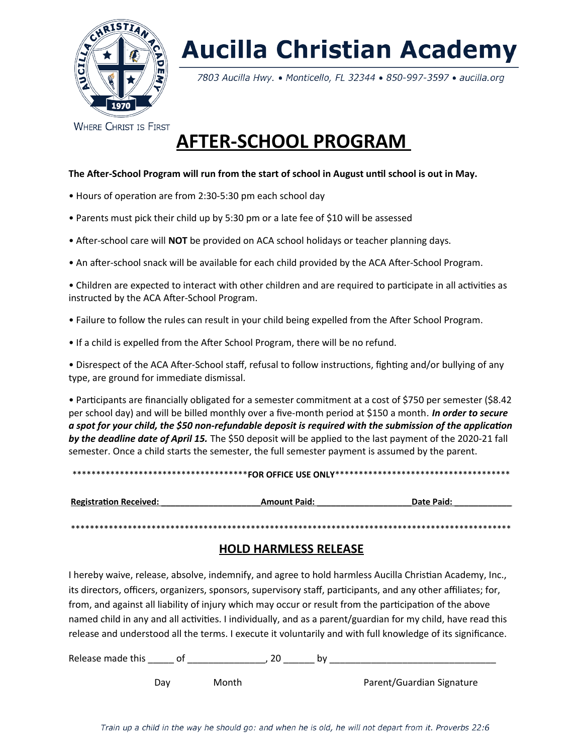# Aucilla Christian Academy

*7803 Aucilla Hwy. • Monticello, FL 32344 • 850-997-3597 • aucilla.org*

WHERE CHRIST IS FIRST

## AFTER-SCHOOL PROGRAM

**The After-School Program will run from the start of school in August until school is out in May.**

• Hours of operation are from 2:30-5:30 pm each school day

• Parents must pick their child up by 5:30 pm or a late fee of $10 will be assessed

• After-school care will **NOT** be provided on ACA school holidays or teacher planning days.

• An after-school snack will be available for each child provided by the ACA After-School Program.

• Children are expected to interact with other children and are required to participate in all activities as instructed by the ACA After-School Program.

• Failure to follow the rules can result in your child being expelled from the After School Program.

• If a child is expelled from the After School Program, there will be no refund.

• Disrespect of the ACA After-School staff, refusal to follow instructions, fighting and/or bullying of any type, are ground for immediate dismissal.

• Participants are financially obligated for a semester commitment at a cost of $750 per semester ($8.42 per school day) and will be billed monthly over a five-month period at $150 a month. ***In order to secure a spot for your child, the $50 non-refundable deposit is required with the submission of the application by the deadline date of April 15.*** The $50 deposit will be applied to the last payment of the 2020-21 fall semester. Once a child starts the semester, the full semester payment is assumed by the parent.

*************************************FOR OFFICE USE ONLY**************************************

**Registration Received:** ____________________ **Amount Paid:** ___________________ **Date Paid:** ____________

***************************************************************************************************

## HOLD HARMLESS RELEASE

I hereby waive, release, absolve, indemnify, and agree to hold harmless Aucilla Christian Academy, Inc., its directors, officers, organizers, sponsors, supervisory staff, participants, and any other affiliates; for, from, and against all liability of injury which may occur or result from the participation of the above named child in any and all activities. I individually, and as a parent/guardian for my child, have read this release and understood all the terms. I execute it voluntarily and with full knowledge of its significance.

Release made this _____ of _______________, 20 ______ by _________________________________

Day Month Parent/Guardian Signature

*Train up a child in the way he should go: and when he is old, he will not depart from it. Proverbs 22:6*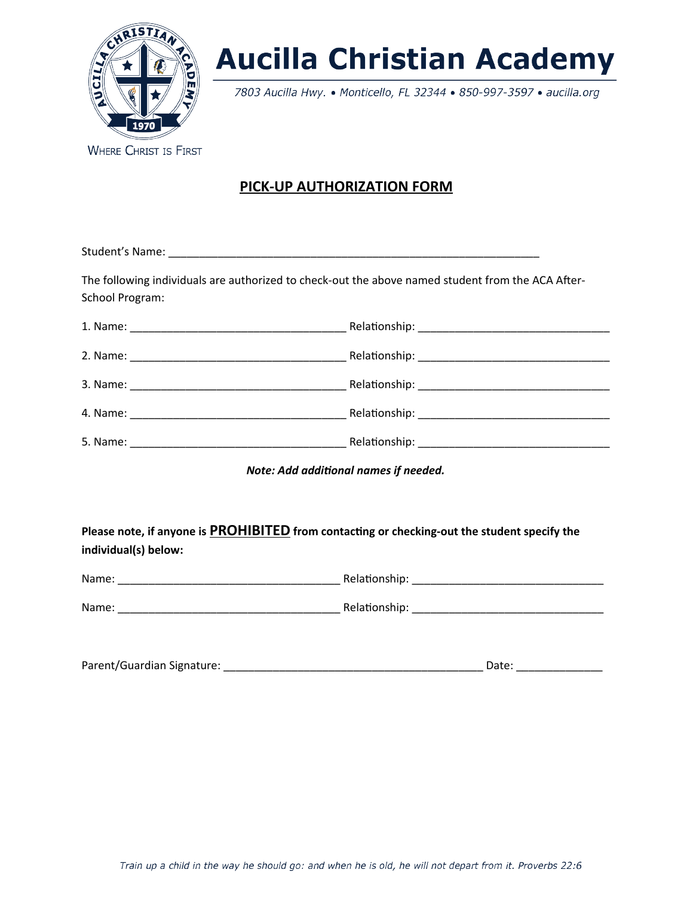# Aucilla Christian Academy

*7803 Aucilla Hwy. • Monticello, FL 32344 • 850-997-3597 • aucilla.org*

WHERE CHRIST IS FIRST

## PICK-UP AUTHORIZATION FORM

Student's Name: ______________________________________________________________

The following individuals are authorized to check-out the above named student from the ACA After-School Program:

1. Name: ___________________________________ Relationship: ______________________________

2. Name: ___________________________________ Relationship: ______________________________

3. Name: ___________________________________ Relationship: ______________________________

4. Name: ___________________________________ Relationship: ______________________________

5. Name: ___________________________________ Relationship: ______________________________

***Note: Add additional names if needed.***

**Please note, if anyone is PROHIBITED from contacting or checking-out the student specify the individual(s) below:**

Name: ____________________________________ Relationship: ______________________________

Name: ____________________________________ Relationship: ______________________________

Parent/Guardian Signature: __________________________________________ Date: ______________

*Train up a child in the way he should go: and when he is old, he will not depart from it. Proverbs 22:6*